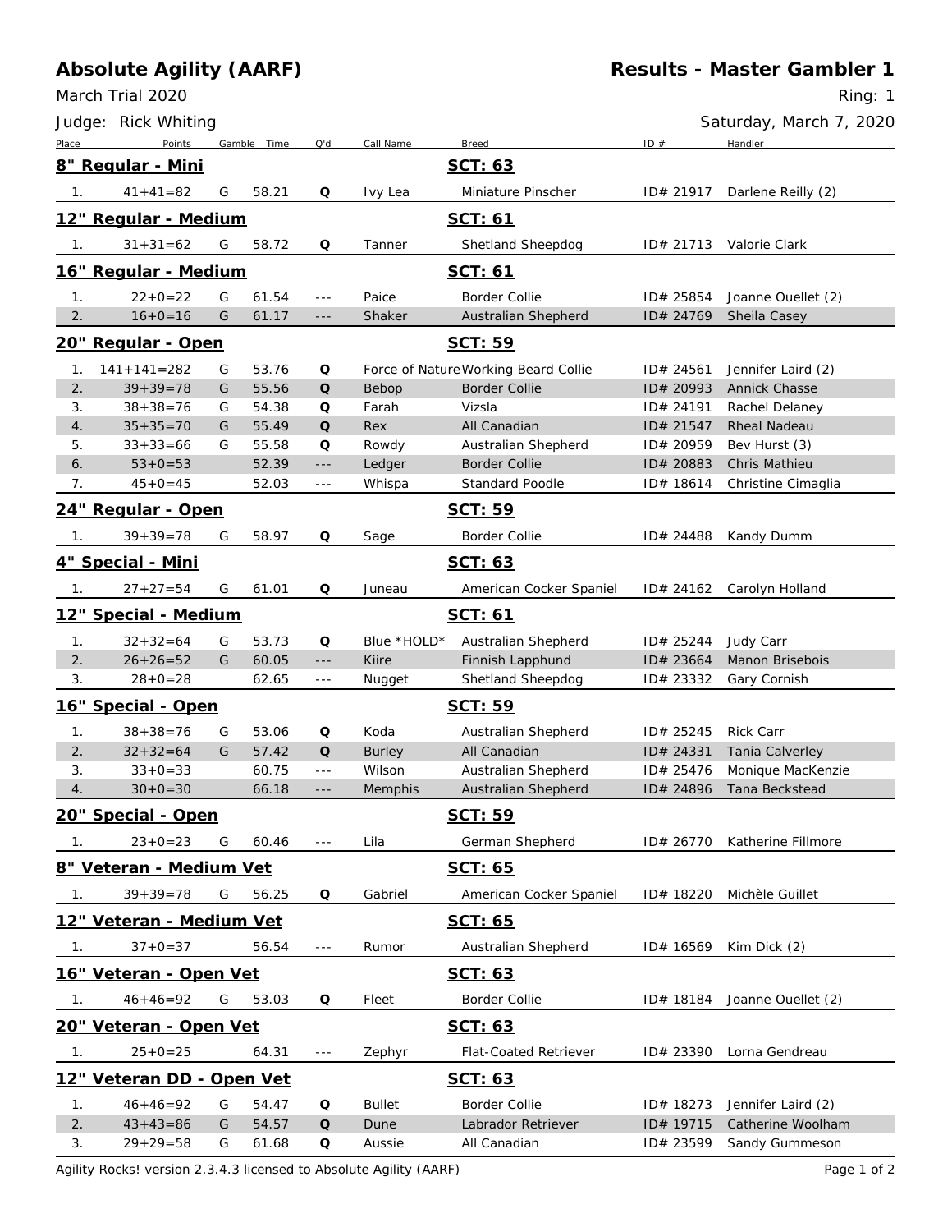# Absolute Agility (AARF)

## Results - Master Gambler 1

March Trial 2020

Ring: 1

Judge: Rick Whiting

Saturday, March 7, 2020

| Place | Points | Gamble | Time | Q'd | Call Name | Breed | ID # | Handler |
|---|---|---|---|---|---|---|---|---|
| **8" Regular - Mini** | | | | | | **SCT: 63** | | |
| 1. | 41+41=82 | G | 58.21 | Q | Ivy Lea | Miniature Pinscher | ID# 21917 | Darlene Reilly (2) |
| **12" Regular - Medium** | | | | | | **SCT: 61** | | |
| 1. | 31+31=62 | G | 58.72 | Q | Tanner | Shetland Sheepdog | ID# 21713 | Valorie Clark |
| **16" Regular - Medium** | | | | | | **SCT: 61** | | |
| 1. | 22+0=22 | G | 61.54 | --- | Paice | Border Collie | ID# 25854 | Joanne Ouellet (2) |
| 2. | 16+0=16 | G | 61.17 | --- | Shaker | Australian Shepherd | ID# 24769 | Sheila Casey |
| **20" Regular - Open** | | | | | | **SCT: 59** | | |
| 1. | 141+141=282 | G | 53.76 | Q | Force of Nature | Working Beard Collie | ID# 24561 | Jennifer Laird (2) |
| 2. | 39+39=78 | G | 55.56 | Q | Bebop | Border Collie | ID# 20993 | Annick Chasse |
| 3. | 38+38=76 | G | 54.38 | Q | Farah | Vizsla | ID# 24191 | Rachel Delaney |
| 4. | 35+35=70 | G | 55.49 | Q | Rex | All Canadian | ID# 21547 | Rheal Nadeau |
| 5. | 33+33=66 | G | 55.58 | Q | Rowdy | Australian Shepherd | ID# 20959 | Bev Hurst (3) |
| 6. | 53+0=53 | | 52.39 | --- | Ledger | Border Collie | ID# 20883 | Chris Mathieu |
| 7. | 45+0=45 | | 52.03 | --- | Whispa | Standard Poodle | ID# 18614 | Christine Cimaglia |
| **24" Regular - Open** | | | | | | **SCT: 59** | | |
| 1. | 39+39=78 | G | 58.97 | Q | Sage | Border Collie | ID# 24488 | Kandy Dumm |
| **4" Special - Mini** | | | | | | **SCT: 63** | | |
| 1. | 27+27=54 | G | 61.01 | Q | Juneau | American Cocker Spaniel | ID# 24162 | Carolyn Holland |
| **12" Special - Medium** | | | | | | **SCT: 61** | | |
| 1. | 32+32=64 | G | 53.73 | Q | Blue *HOLD* | Australian Shepherd | ID# 25244 | Judy Carr |
| 2. | 26+26=52 | G | 60.05 | --- | Kiire | Finnish Lapphund | ID# 23664 | Manon Brisebois |
| 3. | 28+0=28 | | 62.65 | --- | Nugget | Shetland Sheepdog | ID# 23332 | Gary Cornish |
| **16" Special - Open** | | | | | | **SCT: 59** | | |
| 1. | 38+38=76 | G | 53.06 | Q | Koda | Australian Shepherd | ID# 25245 | Rick Carr |
| 2. | 32+32=64 | G | 57.42 | Q | Burley | All Canadian | ID# 24331 | Tania Calverley |
| 3. | 33+0=33 | | 60.75 | --- | Wilson | Australian Shepherd | ID# 25476 | Monique MacKenzie |
| 4. | 30+0=30 | | 66.18 | --- | Memphis | Australian Shepherd | ID# 24896 | Tana Beckstead |
| **20" Special - Open** | | | | | | **SCT: 59** | | |
| 1. | 23+0=23 | G | 60.46 | --- | Lila | German Shepherd | ID# 26770 | Katherine Fillmore |
| **8" Veteran - Medium Vet** | | | | | | **SCT: 65** | | |
| 1. | 39+39=78 | G | 56.25 | Q | Gabriel | American Cocker Spaniel | ID# 18220 | Michèle Guillet |
| **12" Veteran - Medium Vet** | | | | | | **SCT: 65** | | |
| 1. | 37+0=37 | | 56.54 | --- | Rumor | Australian Shepherd | ID# 16569 | Kim Dick (2) |
| **16" Veteran - Open Vet** | | | | | | **SCT: 63** | | |
| 1. | 46+46=92 | G | 53.03 | Q | Fleet | Border Collie | ID# 18184 | Joanne Ouellet (2) |
| **20" Veteran - Open Vet** | | | | | | **SCT: 63** | | |
| 1. | 25+0=25 | | 64.31 | --- | Zephyr | Flat-Coated Retriever | ID# 23390 | Lorna Gendreau |
| **12" Veteran DD - Open Vet** | | | | | | **SCT: 63** | | |
| 1. | 46+46=92 | G | 54.47 | Q | Bullet | Border Collie | ID# 18273 | Jennifer Laird (2) |
| 2. | 43+43=86 | G | 54.57 | Q | Dune | Labrador Retriever | ID# 19715 | Catherine Woolham |
| 3. | 29+29=58 | G | 61.68 | Q | Aussie | All Canadian | ID# 23599 | Sandy Gummeson |

Agility Rocks! version 2.3.4.3 licensed to Absolute Agility (AARF)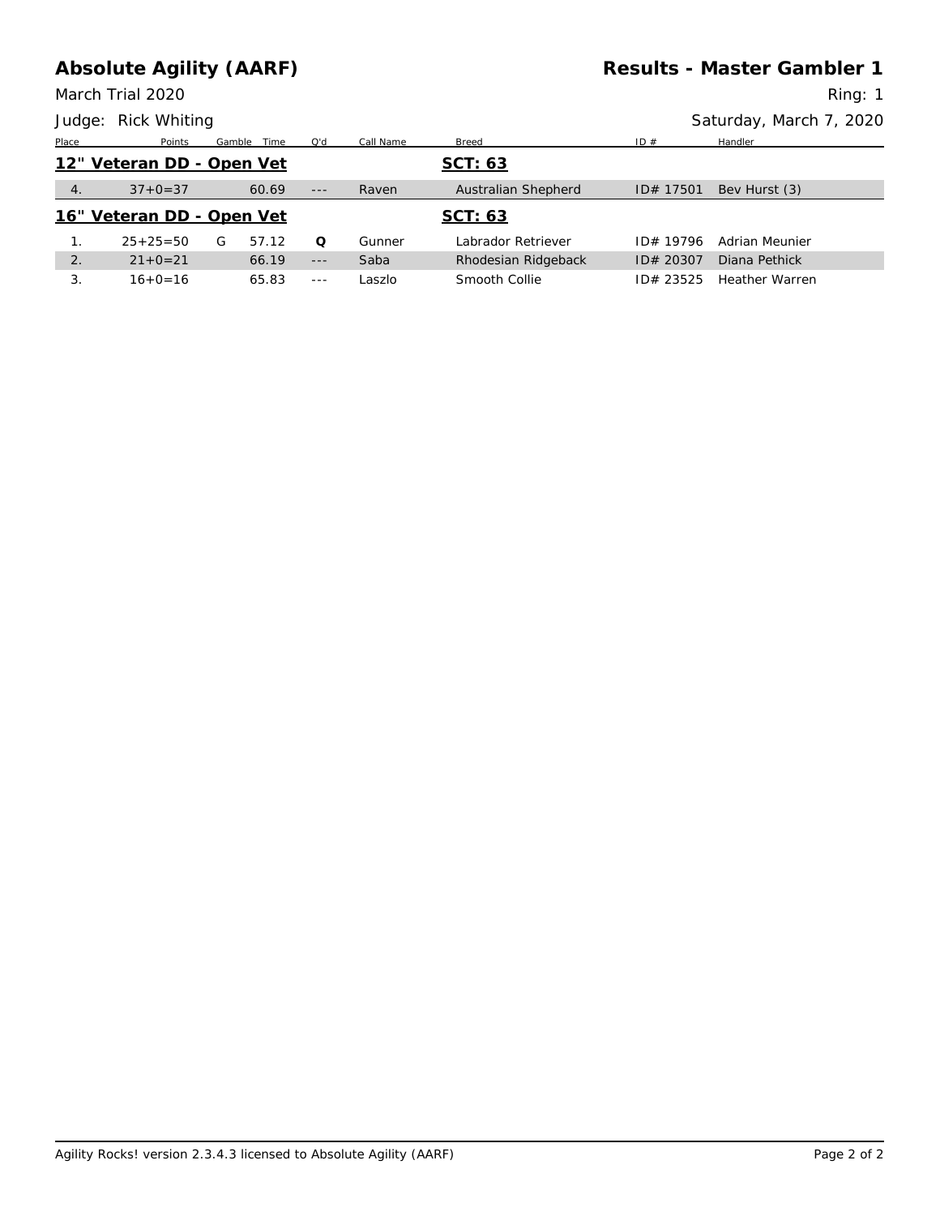# Absolute Agility (AARF)

March Trial 2020

Judge: Rick Whiting

## Results - Master Gambler 1

Ring: 1

Saturday, March 7, 2020

| Place | Points | Gamble | Time | Q'd | Call Name | Breed | ID # | Handler |
|---|---|---|---|---|---|---|---|---|
| **12" Veteran DD - Open Vet** | | | | | | **SCT: 63** | | |
| 4. | 37+0=37 | | 60.69 | --- | Raven | Australian Shepherd | ID# 17501 | Bev Hurst (3) |
| **16" Veteran DD - Open Vet** | | | | | | **SCT: 63** | | |
| 1. | 25+25=50 | G | 57.12 | **Q** | Gunner | Labrador Retriever | ID# 19796 | Adrian Meunier |
| 2. | 21+0=21 | | 66.19 | --- | Saba | Rhodesian Ridgeback | ID# 20307 | Diana Pethick |
| 3. | 16+0=16 | | 65.83 | --- | Laszlo | Smooth Collie | ID# 23525 | Heather Warren |

Agility Rocks! version 2.3.4.3 licensed to Absolute Agility (AARF)